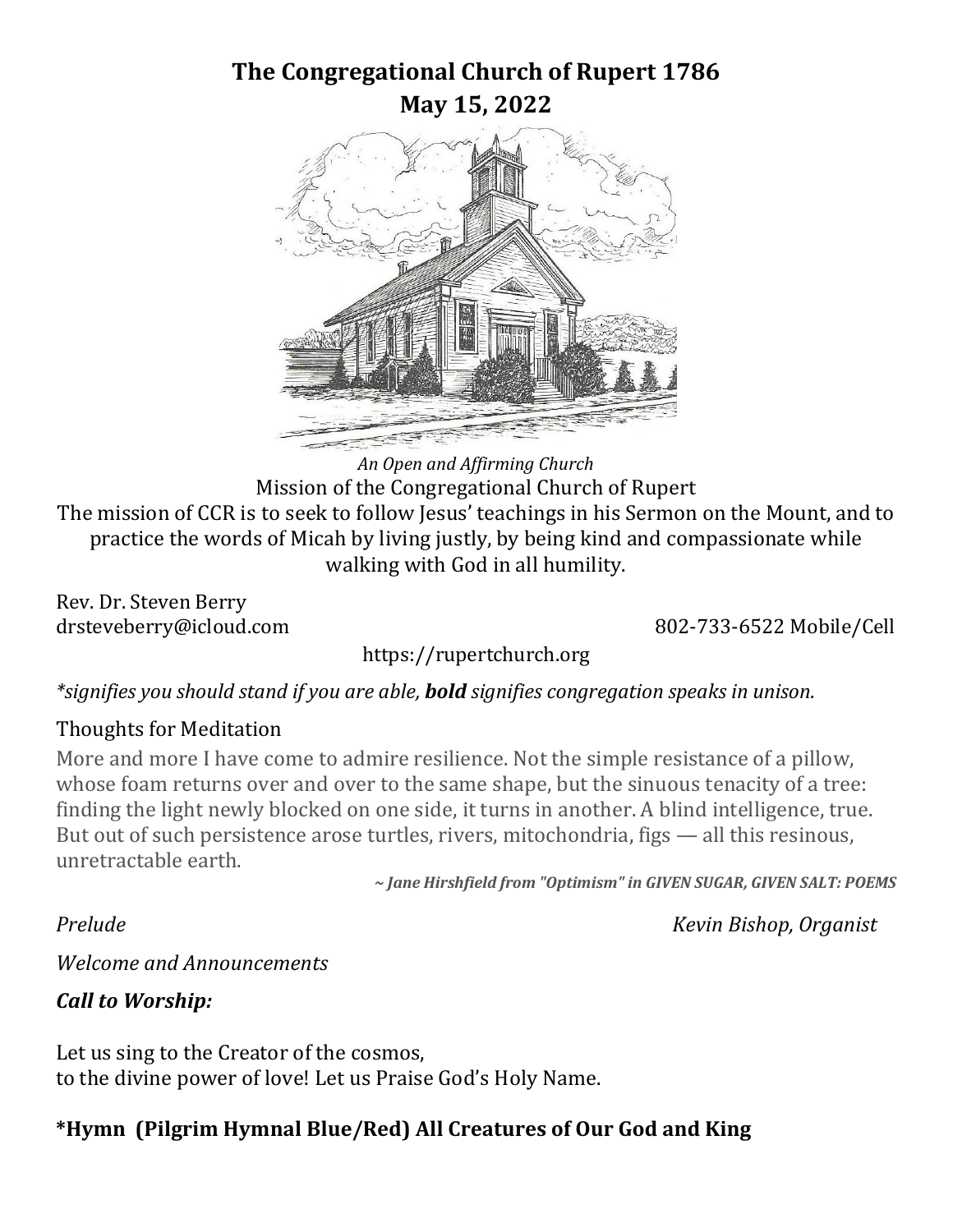# The Congregational Church of Rupert 1786
## May 15, 2022

*An Open and Affirming Church*

Mission of the Congregational Church of Rupert

The mission of CCR is to seek to follow Jesus' teachings in his Sermon on the Mount, and to practice the words of Micah by living justly, by being kind and compassionate while walking with God in all humility.

Rev. Dr. Steven Berry
drsteveberry@icloud.com 802-733-6522 Mobile/Cell

https://rupertchurch.org

*\*signifies you should stand if you are able, **bold** signifies congregation speaks in unison.*

Thoughts for Meditation

More and more I have come to admire resilience. Not the simple resistance of a pillow, whose foam returns over and over to the same shape, but the sinuous tenacity of a tree: finding the light newly blocked on one side, it turns in another. A blind intelligence, true. But out of such persistence arose turtles, rivers, mitochondria, figs — all this resinous, unretractable earth.

***~ Jane Hirshfield from "Optimism" in GIVEN SUGAR, GIVEN SALT: POEMS***

*Prelude* *Kevin Bishop, Organist*

*Welcome and Announcements*

***Call to Worship:***

Let us sing to the Creator of the cosmos,
to the divine power of love! Let us Praise God's Holy Name.

**\*Hymn (Pilgrim Hymnal Blue/Red) All Creatures of Our God and King**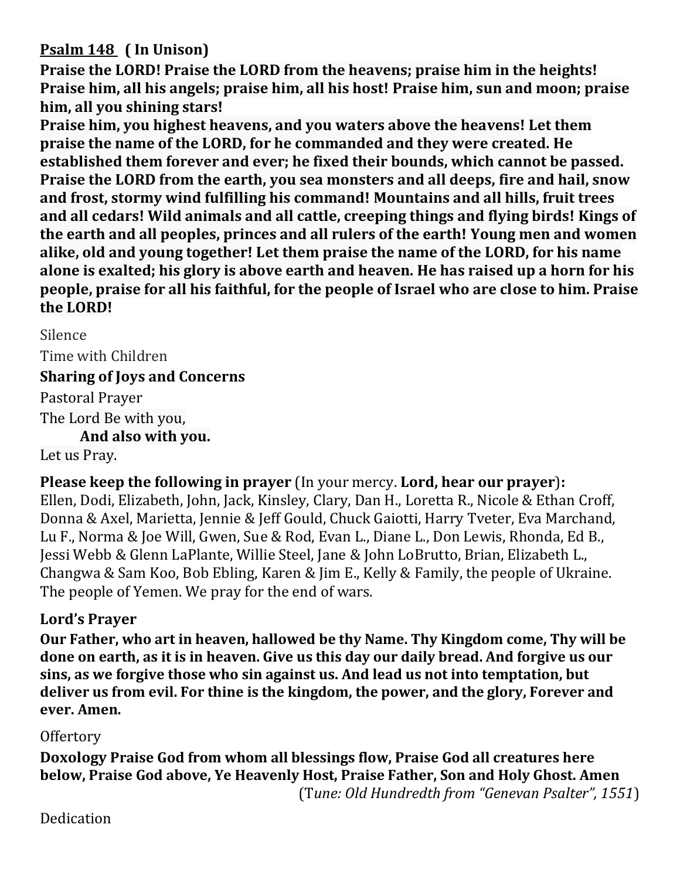**<u>Psalm 148</u> ( In Unison)**

**Praise the LORD! Praise the LORD from the heavens; praise him in the heights! Praise him, all his angels; praise him, all his host! Praise him, sun and moon; praise him, all you shining stars!**

**Praise him, you highest heavens, and you waters above the heavens! Let them praise the name of the LORD, for he commanded and they were created. He established them forever and ever; he fixed their bounds, which cannot be passed. Praise the LORD from the earth, you sea monsters and all deeps, fire and hail, snow and frost, stormy wind fulfilling his command! Mountains and all hills, fruit trees and all cedars! Wild animals and all cattle, creeping things and flying birds! Kings of the earth and all peoples, princes and all rulers of the earth! Young men and women alike, old and young together! Let them praise the name of the LORD, for his name alone is exalted; his glory is above earth and heaven. He has raised up a horn for his people, praise for all his faithful, for the people of Israel who are close to him. Praise the LORD!**

Silence

Time with Children

**Sharing of Joys and Concerns**

Pastoral Prayer

The Lord Be with you,

**And also with you.**

Let us Pray.

**Please keep the following in prayer** (In your mercy. **Lord, hear our prayer**)**:**
Ellen, Dodi, Elizabeth, John, Jack, Kinsley, Clary, Dan H., Loretta R., Nicole & Ethan Croff, Donna & Axel, Marietta, Jennie & Jeff Gould, Chuck Gaiotti, Harry Tveter, Eva Marchand, Lu F., Norma & Joe Will, Gwen, Sue & Rod, Evan L., Diane L., Don Lewis, Rhonda, Ed B., Jessi Webb & Glenn LaPlante, Willie Steel, Jane & John LoBrutto, Brian, Elizabeth L., Changwa & Sam Koo, Bob Ebling, Karen & Jim E., Kelly & Family, the people of Ukraine. The people of Yemen. We pray for the end of wars.

**Lord's Prayer**

**Our Father, who art in heaven, hallowed be thy Name. Thy Kingdom come, Thy will be done on earth, as it is in heaven. Give us this day our daily bread. And forgive us our sins, as we forgive those who sin against us. And lead us not into temptation, but deliver us from evil. For thine is the kingdom, the power, and the glory, Forever and ever. Amen.**

Offertory

**Doxology Praise God from whom all blessings flow, Praise God all creatures here below, Praise God above, Ye Heavenly Host, Praise Father, Son and Holy Ghost. Amen**
(T*une: Old Hundredth from "Genevan Psalter", 1551*)

Dedication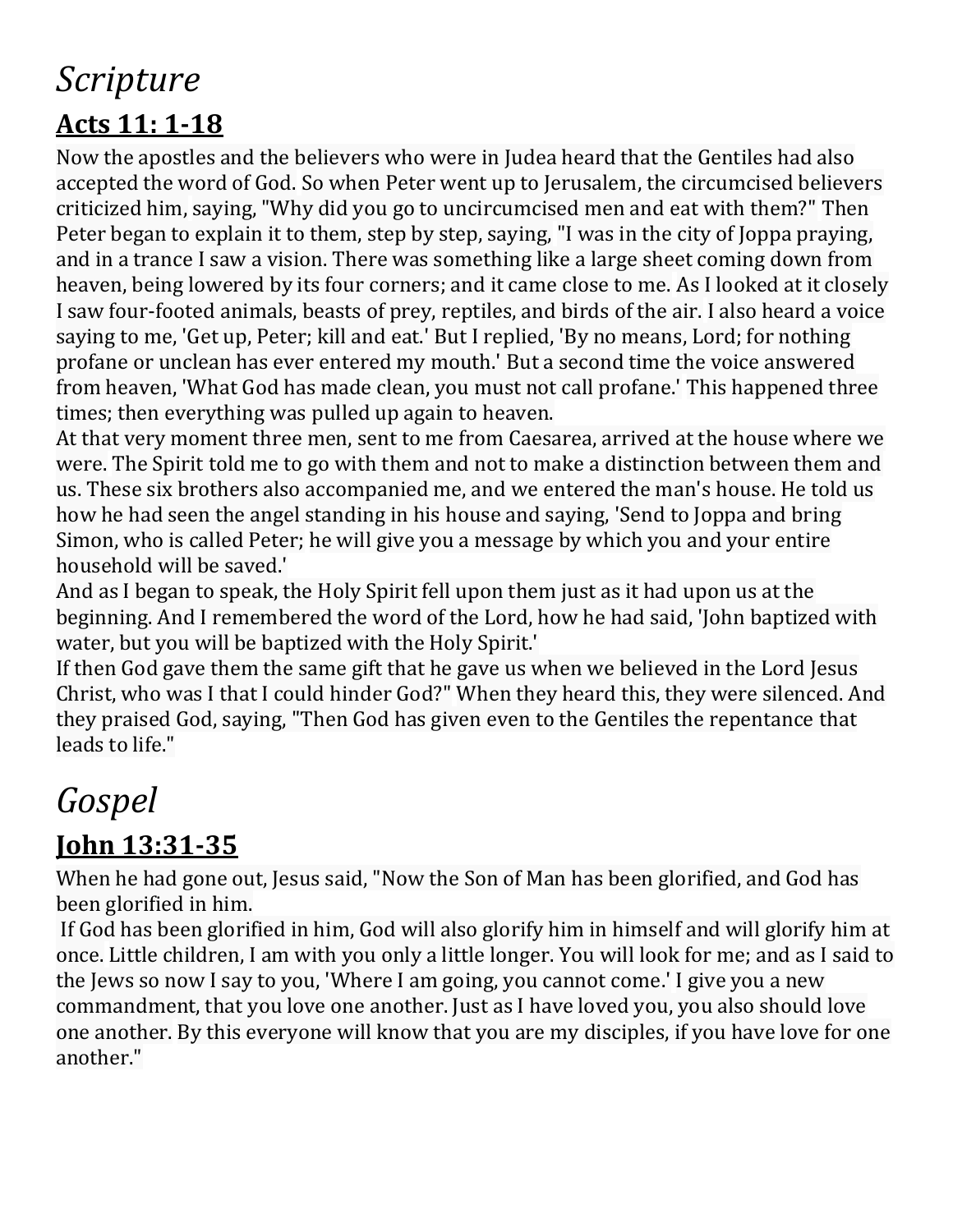# *Scripture*

## Acts 11: 1-18

Now the apostles and the believers who were in Judea heard that the Gentiles had also accepted the word of God. So when Peter went up to Jerusalem, the circumcised believers criticized him, saying, "Why did you go to uncircumcised men and eat with them?" Then Peter began to explain it to them, step by step, saying, "I was in the city of Joppa praying, and in a trance I saw a vision. There was something like a large sheet coming down from heaven, being lowered by its four corners; and it came close to me. As I looked at it closely I saw four-footed animals, beasts of prey, reptiles, and birds of the air. I also heard a voice saying to me, 'Get up, Peter; kill and eat.' But I replied, 'By no means, Lord; for nothing profane or unclean has ever entered my mouth.' But a second time the voice answered from heaven, 'What God has made clean, you must not call profane.' This happened three times; then everything was pulled up again to heaven.

At that very moment three men, sent to me from Caesarea, arrived at the house where we were. The Spirit told me to go with them and not to make a distinction between them and us. These six brothers also accompanied me, and we entered the man's house. He told us how he had seen the angel standing in his house and saying, 'Send to Joppa and bring Simon, who is called Peter; he will give you a message by which you and your entire household will be saved.'

And as I began to speak, the Holy Spirit fell upon them just as it had upon us at the beginning. And I remembered the word of the Lord, how he had said, 'John baptized with water, but you will be baptized with the Holy Spirit.'

If then God gave them the same gift that he gave us when we believed in the Lord Jesus Christ, who was I that I could hinder God?" When they heard this, they were silenced. And they praised God, saying, "Then God has given even to the Gentiles the repentance that leads to life."

# *Gospel*

## John 13:31-35

When he had gone out, Jesus said, "Now the Son of Man has been glorified, and God has been glorified in him.

If God has been glorified in him, God will also glorify him in himself and will glorify him at once. Little children, I am with you only a little longer. You will look for me; and as I said to the Jews so now I say to you, 'Where I am going, you cannot come.' I give you a new commandment, that you love one another. Just as I have loved you, you also should love one another. By this everyone will know that you are my disciples, if you have love for one another."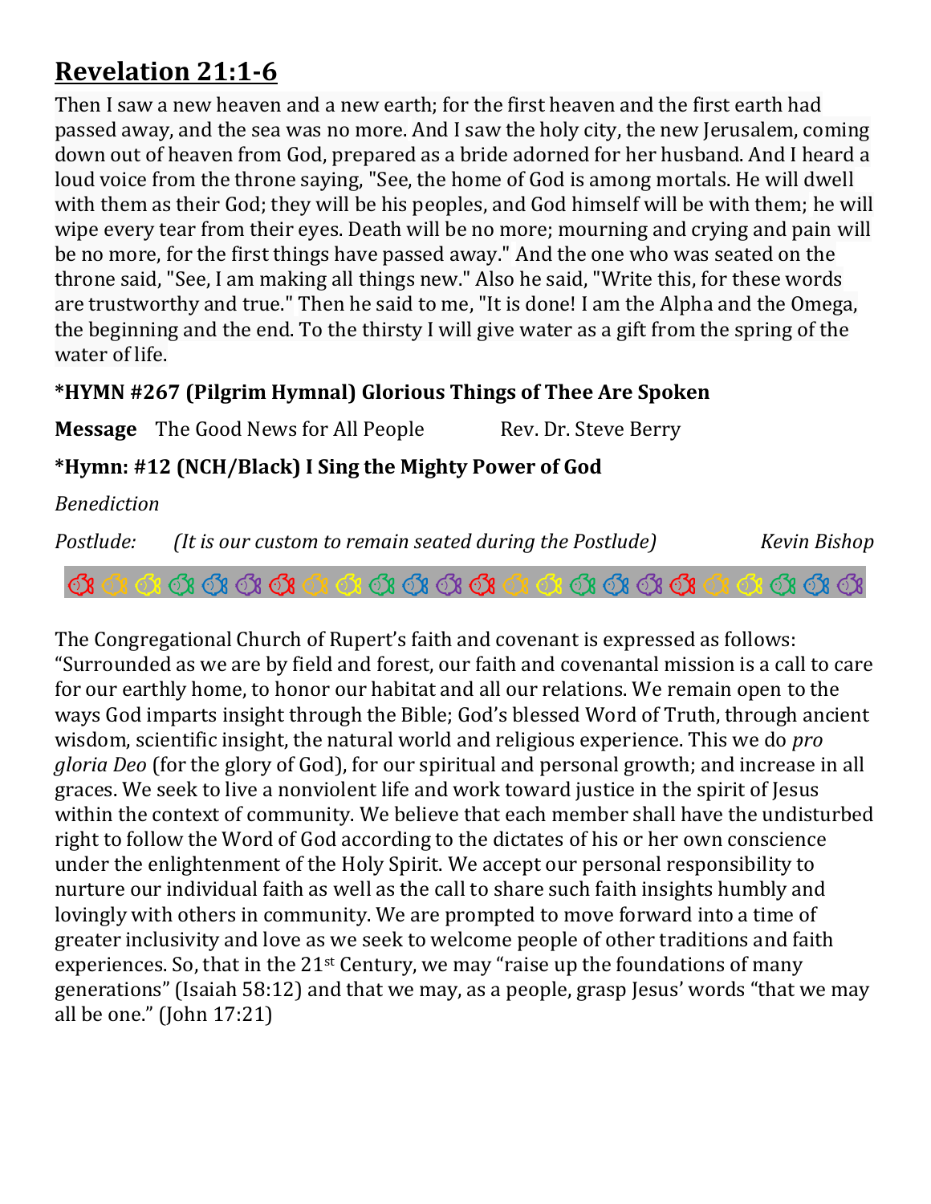## Revelation 21:1-6

Then I saw a new heaven and a new earth; for the first heaven and the first earth had passed away, and the sea was no more. And I saw the holy city, the new Jerusalem, coming down out of heaven from God, prepared as a bride adorned for her husband. And I heard a loud voice from the throne saying, "See, the home of God is among mortals. He will dwell with them as their God; they will be his peoples, and God himself will be with them; he will wipe every tear from their eyes. Death will be no more; mourning and crying and pain will be no more, for the first things have passed away." And the one who was seated on the throne said, "See, I am making all things new." Also he said, "Write this, for these words are trustworthy and true." Then he said to me, "It is done! I am the Alpha and the Omega, the beginning and the end. To the thirsty I will give water as a gift from the spring of the water of life.

**\*HYMN #267 (Pilgrim Hymnal) Glorious Things of Thee Are Spoken**

**Message** The Good News for All People Rev. Dr. Steve Berry

**\*Hymn: #12 (NCH/Black) I Sing the Mighty Power of God**

*Benediction*

*Postlude: (It is our custom to remain seated during the Postlude)* *Kevin Bishop*

---

The Congregational Church of Rupert's faith and covenant is expressed as follows: "Surrounded as we are by field and forest, our faith and covenantal mission is a call to care for our earthly home, to honor our habitat and all our relations. We remain open to the ways God imparts insight through the Bible; God's blessed Word of Truth, through ancient wisdom, scientific insight, the natural world and religious experience. This we do *pro gloria Deo* (for the glory of God), for our spiritual and personal growth; and increase in all graces. We seek to live a nonviolent life and work toward justice in the spirit of Jesus within the context of community. We believe that each member shall have the undisturbed right to follow the Word of God according to the dictates of his or her own conscience under the enlightenment of the Holy Spirit. We accept our personal responsibility to nurture our individual faith as well as the call to share such faith insights humbly and lovingly with others in community. We are prompted to move forward into a time of greater inclusivity and love as we seek to welcome people of other traditions and faith experiences. So, that in the 21st Century, we may "raise up the foundations of many generations" (Isaiah 58:12) and that we may, as a people, grasp Jesus' words "that we may all be one." (John 17:21)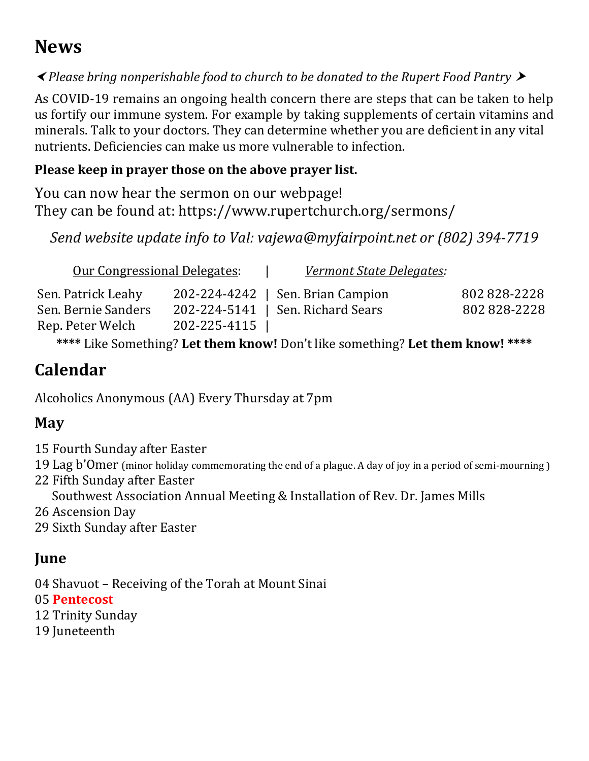# News

*➤ Please bring nonperishable food to church to be donated to the Rupert Food Pantry ➤*

As COVID-19 remains an ongoing health concern there are steps that can be taken to help us fortify our immune system. For example by taking supplements of certain vitamins and minerals. Talk to your doctors. They can determine whether you are deficient in any vital nutrients. Deficiencies can make us more vulnerable to infection.

**Please keep in prayer those on the above prayer list.**

You can now hear the sermon on our webpage!
They can be found at: https://www.rupertchurch.org/sermons/

*Send website update info to Val: vajewa@myfairpoint.net or (802) 394-7719*

| Our Congressional Delegates: | | *Vermont State Delegates:* | |
|---|---|---|---|
| Sen. Patrick Leahy | 202-224-4242 | Sen. Brian Campion | 802 828-2228 |
| Sen. Bernie Sanders | 202-224-5141 | Sen. Richard Sears | 802 828-2228 |
| Rep. Peter Welch | 202-225-4115 | | |

\*\*\*\* Like Something? **Let them know!** Don't like something? **Let them know!** \*\*\*\*

# Calendar

Alcoholics Anonymous (AA) Every Thursday at 7pm

## May

15 Fourth Sunday after Easter
19 Lag b'Omer (minor holiday commemorating the end of a plague. A day of joy in a period of semi-mourning )
22 Fifth Sunday after Easter
Southwest Association Annual Meeting & Installation of Rev. Dr. James Mills
26 Ascension Day
29 Sixth Sunday after Easter

## June

04 Shavuot – Receiving of the Torah at Mount Sinai
05 **Pentecost**
12 Trinity Sunday
19 Juneteenth